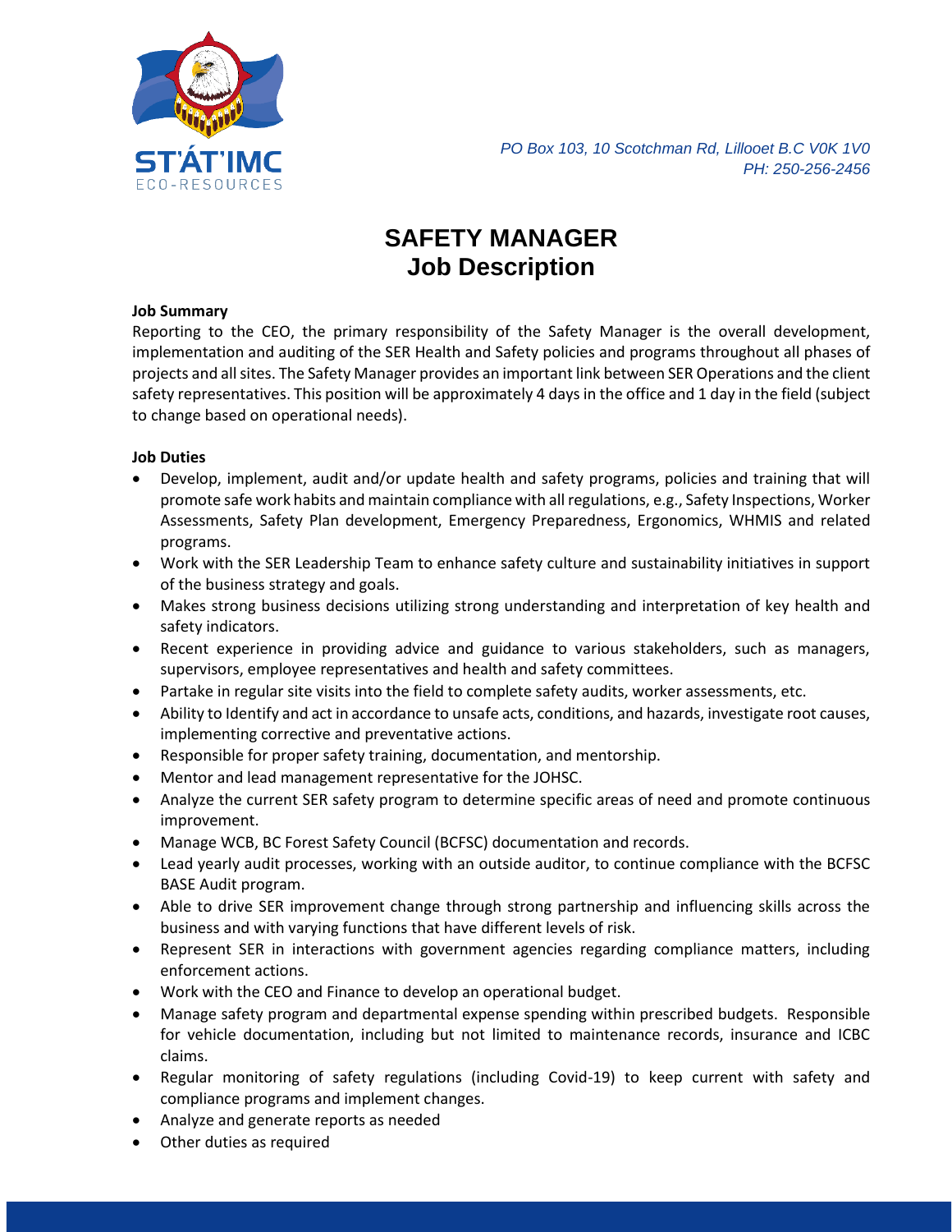ST'ÁT'IMC ECO-RESOURCES

*PO Box 103, 10 Scotchman Rd, Lillooet B.C V0K 1V0*
*PH: 250-256-2456*

# SAFETY MANAGER
# Job Description

**Job Summary**

Reporting to the CEO, the primary responsibility of the Safety Manager is the overall development, implementation and auditing of the SER Health and Safety policies and programs throughout all phases of projects and all sites. The Safety Manager provides an important link between SER Operations and the client safety representatives. This position will be approximately 4 days in the office and 1 day in the field (subject to change based on operational needs).

**Job Duties**

- Develop, implement, audit and/or update health and safety programs, policies and training that will promote safe work habits and maintain compliance with all regulations, e.g., Safety Inspections, Worker Assessments, Safety Plan development, Emergency Preparedness, Ergonomics, WHMIS and related programs.
- Work with the SER Leadership Team to enhance safety culture and sustainability initiatives in support of the business strategy and goals.
- Makes strong business decisions utilizing strong understanding and interpretation of key health and safety indicators.
- Recent experience in providing advice and guidance to various stakeholders, such as managers, supervisors, employee representatives and health and safety committees.
- Partake in regular site visits into the field to complete safety audits, worker assessments, etc.
- Ability to Identify and act in accordance to unsafe acts, conditions, and hazards, investigate root causes, implementing corrective and preventative actions.
- Responsible for proper safety training, documentation, and mentorship.
- Mentor and lead management representative for the JOHSC.
- Analyze the current SER safety program to determine specific areas of need and promote continuous improvement.
- Manage WCB, BC Forest Safety Council (BCFSC) documentation and records.
- Lead yearly audit processes, working with an outside auditor, to continue compliance with the BCFSC BASE Audit program.
- Able to drive SER improvement change through strong partnership and influencing skills across the business and with varying functions that have different levels of risk.
- Represent SER in interactions with government agencies regarding compliance matters, including enforcement actions.
- Work with the CEO and Finance to develop an operational budget.
- Manage safety program and departmental expense spending within prescribed budgets. Responsible for vehicle documentation, including but not limited to maintenance records, insurance and ICBC claims.
- Regular monitoring of safety regulations (including Covid-19) to keep current with safety and compliance programs and implement changes.
- Analyze and generate reports as needed
- Other duties as required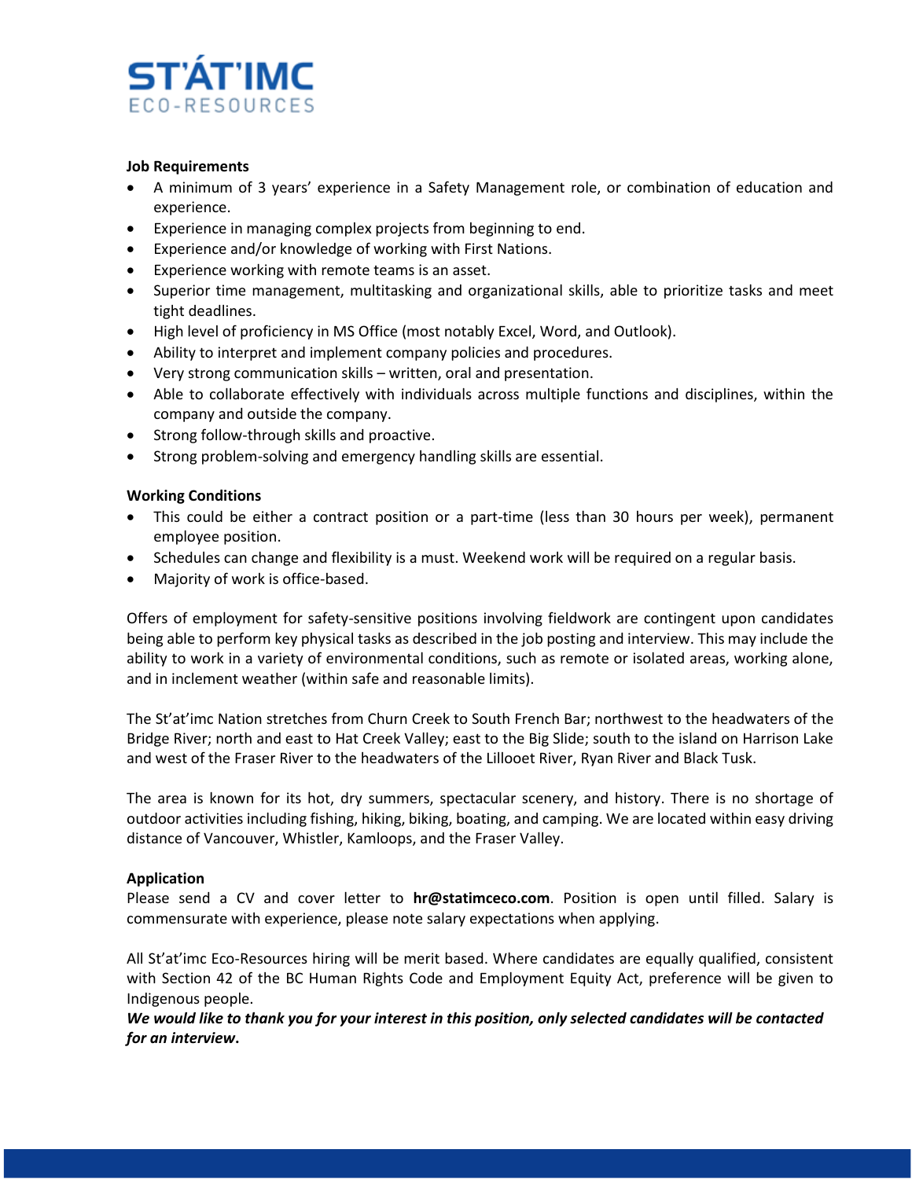**Job Requirements**

- A minimum of 3 years' experience in a Safety Management role, or combination of education and experience.
- Experience in managing complex projects from beginning to end.
- Experience and/or knowledge of working with First Nations.
- Experience working with remote teams is an asset.
- Superior time management, multitasking and organizational skills, able to prioritize tasks and meet tight deadlines.
- High level of proficiency in MS Office (most notably Excel, Word, and Outlook).
- Ability to interpret and implement company policies and procedures.
- Very strong communication skills – written, oral and presentation.
- Able to collaborate effectively with individuals across multiple functions and disciplines, within the company and outside the company.
- Strong follow-through skills and proactive.
- Strong problem-solving and emergency handling skills are essential.

**Working Conditions**

- This could be either a contract position or a part-time (less than 30 hours per week), permanent employee position.
- Schedules can change and flexibility is a must. Weekend work will be required on a regular basis.
- Majority of work is office-based.

Offers of employment for safety-sensitive positions involving fieldwork are contingent upon candidates being able to perform key physical tasks as described in the job posting and interview. This may include the ability to work in a variety of environmental conditions, such as remote or isolated areas, working alone, and in inclement weather (within safe and reasonable limits).

The St'at'imc Nation stretches from Churn Creek to South French Bar; northwest to the headwaters of the Bridge River; north and east to Hat Creek Valley; east to the Big Slide; south to the island on Harrison Lake and west of the Fraser River to the headwaters of the Lillooet River, Ryan River and Black Tusk.

The area is known for its hot, dry summers, spectacular scenery, and history. There is no shortage of outdoor activities including fishing, hiking, biking, boating, and camping. We are located within easy driving distance of Vancouver, Whistler, Kamloops, and the Fraser Valley.

**Application**

Please send a CV and cover letter to **hr@statimceco.com**. Position is open until filled. Salary is commensurate with experience, please note salary expectations when applying.

All St'at'imc Eco-Resources hiring will be merit based. Where candidates are equally qualified, consistent with Section 42 of the BC Human Rights Code and Employment Equity Act, preference will be given to Indigenous people.

***We would like to thank you for your interest in this position, only selected candidates will be contacted for an interview.***